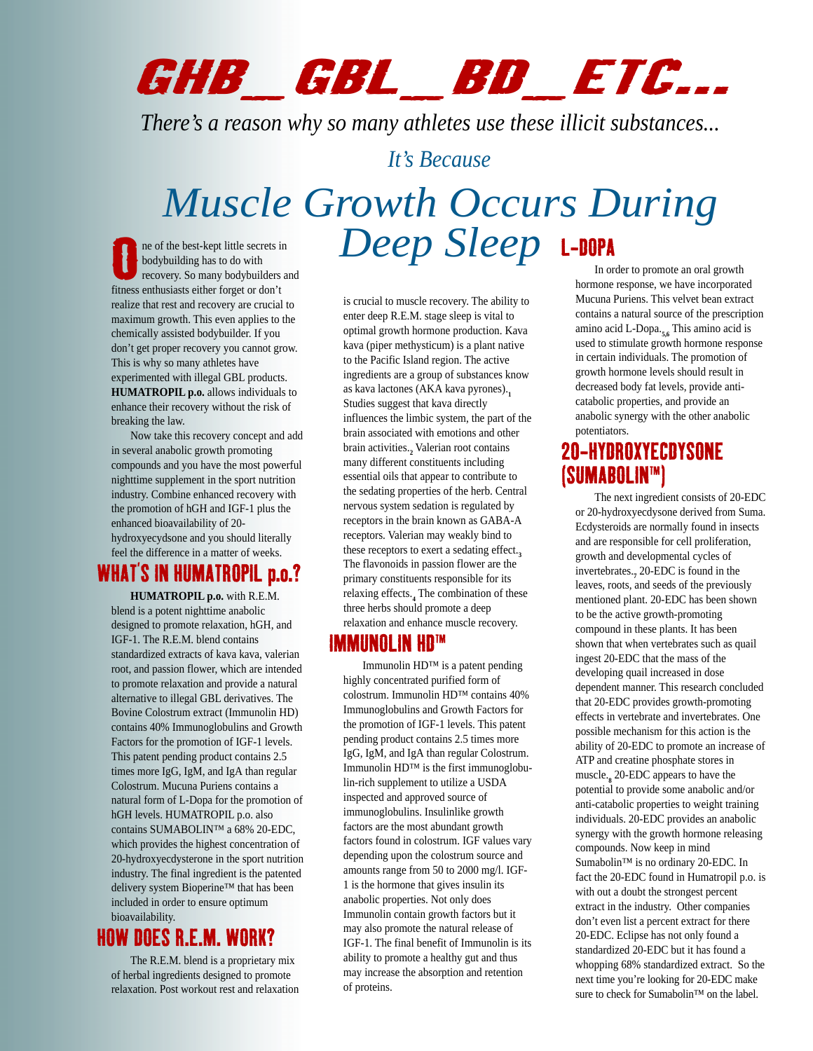# GHB _ GBL _ BD _ ETC...

*There's a reason why so many athletes use these illicit substances...*

*It's Because*

# *Muscle Growth Occurs During Deep Sleep*

One of the best-kept little secrets in bodybuilding has to do with recovery. So many bodybuilders and fitness enthusiasts either forget or don't realize that rest and recovery are crucial to maximum growth. This even applies to the chemically assisted bodybuilder. If you don't get proper recovery you cannot grow. This is why so many athletes have experimented with illegal GBL products. **HUMATROPIL p.o.** allows individuals to enhance their recovery without the risk of breaking the law.

Now take this recovery concept and add in several anabolic growth promoting compounds and you have the most powerful nighttime supplement in the sport nutrition industry. Combine enhanced recovery with the promotion of hGH and IGF-1 plus the enhanced bioavailability of 20-hydroxyecydsone and you should literally feel the difference in a matter of weeks.

## WHAT'S IN HUMATROPIL p.o.?

**HUMATROPIL p.o.** with R.E.M. blend is a potent nighttime anabolic designed to promote relaxation, hGH, and IGF-1. The R.E.M. blend contains standardized extracts of kava kava, valerian root, and passion flower, which are intended to promote relaxation and provide a natural alternative to illegal GBL derivatives. The Bovine Colostrum extract (Immunolin HD) contains 40% Immunoglobulins and Growth Factors for the promotion of IGF-1 levels. This patent pending product contains 2.5 times more IgG, IgM, and IgA than regular Colostrum. Mucuna Puriens contains a natural form of L-Dopa for the promotion of hGH levels. HUMATROPIL p.o. also contains SUMABOLIN™ a 68% 20-EDC, which provides the highest concentration of 20-hydroxyecdysterone in the sport nutrition industry. The final ingredient is the patented delivery system Bioperine™ that has been included in order to ensure optimum bioavailability.

## HOW DOES R.E.M. WORK?

The R.E.M. blend is a proprietary mix of herbal ingredients designed to promote relaxation. Post workout rest and relaxation is crucial to muscle recovery. The ability to enter deep R.E.M. stage sleep is vital to optimal growth hormone production. Kava kava (piper methysticum) is a plant native to the Pacific Island region. The active ingredients are a group of substances know as kava lactones (AKA kava pyrones).[1] Studies suggest that kava directly influences the limbic system, the part of the brain associated with emotions and other brain activities.[2] Valerian root contains many different constituents including essential oils that appear to contribute to the sedating properties of the herb. Central nervous system sedation is regulated by receptors in the brain known as GABA-A receptors. Valerian may weakly bind to these receptors to exert a sedating effect.[3] The flavonoids in passion flower are the primary constituents responsible for its relaxing effects.[4] The combination of these three herbs should promote a deep relaxation and enhance muscle recovery.

## IMMUNOLIN HD™

Immunolin HD™ is a patent pending highly concentrated purified form of colostrum. Immunolin HD™ contains 40% Immunoglobulins and Growth Factors for the promotion of IGF-1 levels. This patent pending product contains 2.5 times more IgG, IgM, and IgA than regular Colostrum. Immunolin HD™ is the first immunoglobulin-rich supplement to utilize a USDA inspected and approved source of immunoglobulins. Insulinlike growth factors are the most abundant growth factors found in colostrum. IGF values vary depending upon the colostrum source and amounts range from 50 to 2000 mg/l. IGF-1 is the hormone that gives insulin its anabolic properties. Not only does Immunolin contain growth factors but it may also promote the natural release of IGF-1. The final benefit of Immunolin is its ability to promote a healthy gut and thus may increase the absorption and retention of proteins.

## L-DOPA

In order to promote an oral growth hormone response, we have incorporated Mucuna Puriens. This velvet bean extract contains a natural source of the prescription amino acid L-Dopa.[5,6] This amino acid is used to stimulate growth hormone response in certain individuals. The promotion of growth hormone levels should result in decreased body fat levels, provide anti-catabolic properties, and provide an anabolic synergy with the other anabolic potentiators.

## 20-HYDROXYECDYSONE (SUMABOLIN™)

The next ingredient consists of 20-EDC or 20-hydroxyecdysone derived from Suma. Ecdysteroids are normally found in insects and are responsible for cell proliferation, growth and developmental cycles of invertebrates.[7] 20-EDC is found in the leaves, roots, and seeds of the previously mentioned plant. 20-EDC has been shown to be the active growth-promoting compound in these plants. It has been shown that when vertebrates such as quail ingest 20-EDC that the mass of the developing quail increased in dose dependent manner. This research concluded that 20-EDC provides growth-promoting effects in vertebrate and invertebrates. One possible mechanism for this action is the ability of 20-EDC to promote an increase of ATP and creatine phosphate stores in muscle.[8] 20-EDC appears to have the potential to provide some anabolic and/or anti-catabolic properties to weight training individuals. 20-EDC provides an anabolic synergy with the growth hormone releasing compounds. Now keep in mind Sumabolin™ is no ordinary 20-EDC. In fact the 20-EDC found in Humatropil p.o. is with out a doubt the strongest percent extract in the industry. Other companies don't even list a percent extract for there 20-EDC. Eclipse has not only found a standardized 20-EDC but it has found a whopping 68% standardized extract. So the next time you're looking for 20-EDC make sure to check for Sumabolin™ on the label.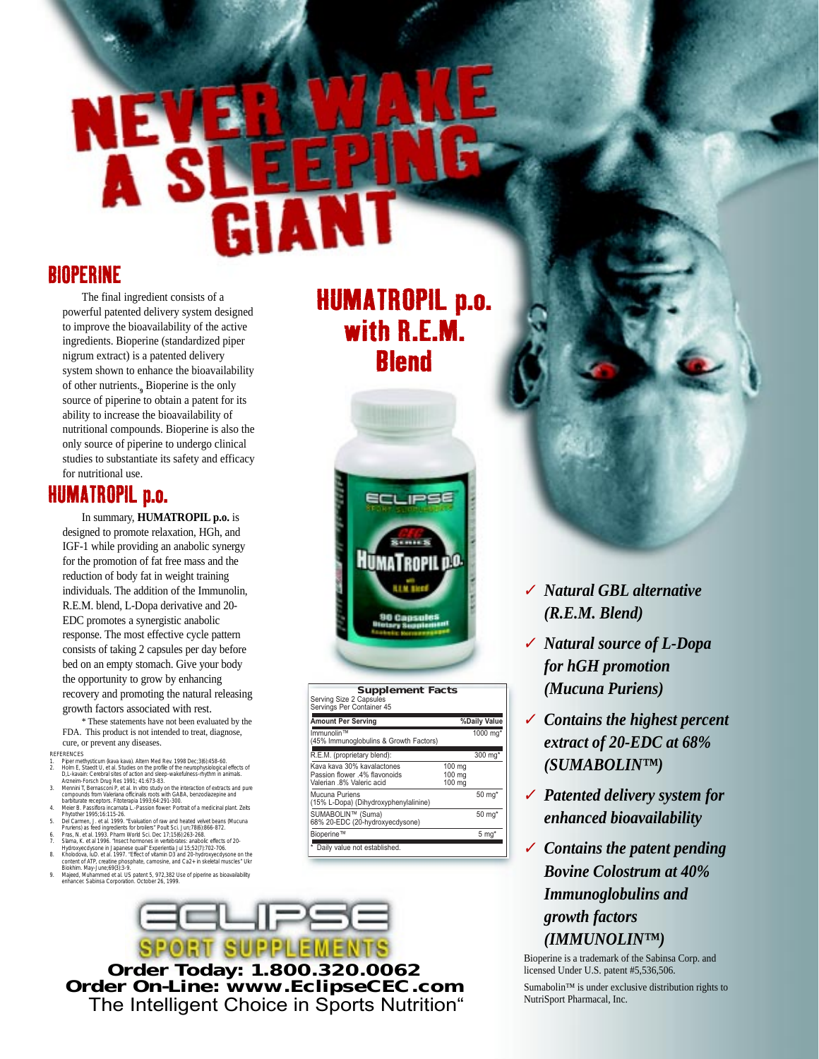# NEVER WAKE A SLEEPING GIANT

## BIOPERINE

The final ingredient consists of a powerful patented delivery system designed to improve the bioavailability of the active ingredients. Bioperine (standardized piper nigrum extract) is a patented delivery system shown to enhance the bioavailability of other nutrients.[9] Bioperine is the only source of piperine to obtain a patent for its ability to increase the bioavailability of nutritional compounds. Bioperine is also the only source of piperine to undergo clinical studies to substantiate its safety and efficacy for nutritional use.

## HUMATROPIL p.o.

In summary, **HUMATROPIL p.o.** is designed to promote relaxation, HGh, and IGF-1 while providing an anabolic synergy for the promotion of fat free mass and the reduction of body fat in weight training individuals. The addition of the Immunolin, R.E.M. blend, L-Dopa derivative and 20-EDC promotes a synergistic anabolic response. The most effective cycle pattern consists of taking 2 capsules per day before bed on an empty stomach. Give your body the opportunity to grow by enhancing recovery and promoting the natural releasing growth factors associated with rest.

\* These statements have not been evaluated by the FDA. This product is not intended to treat, diagnose, cure, or prevent any diseases.

REFERENCES

1. Piper methysticum (kava kava). Altern Med Rev. 1998 Dec;3(6):458-60.
2. Holm E, Staedt U, et al. Studies on the profile of the neurophysiological effects of D,L-kavain: Cerebral sites of action and sleep-wakefulness-rhythm in animals. Arzneim-Forsch Drug Res 1991; 41:673-83.
3. Mennini T, Bernasconi P, et al. In vitro study on the interaction of extracts and pure compounds from Valeriana officinalis roots with GABA, benzodiazepine and barbiturate receptors. Fitoterapia 1993;64:291-300.
4. Meier B. Passiflora incarnata L.-Passion flower: Portrait of a medicinal plant. Zeits Phytother 1995;16:115-26.
5. Del Carmen, J. et al 1999. "Evaluation of raw and heated velvet beans (Mucuna Pruriens) as feed ingredients for broilers" Poult Sci. Jun;78(6):866-872.
6. Pras, N. et al. 1993. Pharm World Sci. Dec 17;15(6):263-268.
7. Slama, K. et al 1996. "Insect hormones in vertebrates: anabolic effects of 20-Hydroxyecdysone in Japanese quail" Experientia Jul 15;52(7):702-706.
8. Kholodova, IuD. et al. 1997. "Effect of vitamin D3 and 20-hydroxyecdysone on the content of ATP, creatine phosphate, carnosine, and Ca2+ in skeletal muscles" Ukr Biokhim. May-June;69(3):3-9.
9. Majeed, Muhammed et al. US patent 5, 972,382 Use of piperine as bioavailability enhancer. Sabinsa Corporation. October 26, 1999.

## HUMATROPIL p.o. with R.E.M. Blend

**Supplement Facts**
Serving Size 2 Capsules
Servings Per Container 45

| Amount Per Serving | | %Daily Value |
|---|---|---|
| Immunolin™ (45% Immunoglobulins & Growth Factors) | | 1000 mg* |
| R.E.M. (proprietary blend): | | 300 mg* |
| Kava kava 30% kavalactones | 100 mg | |
| Passion flower .4% flavonoids | 100 mg | |
| Valerian .8% Valeric acid | 100 mg | |
| Mucuna Puriens (15% L-Dopa) (Dihydroxyphenylalinine) | | 50 mg* |
| SUMABOLIN™ (Suma) 68% 20-EDC (20-hydroxyecdysone) | | 50 mg* |
| Bioperine™ | | 5 mg* |

\* Daily value not established.

- ✓ *Natural GBL alternative (R.E.M. Blend)*
- ✓ *Natural source of L-Dopa for hGH promotion (Mucuna Puriens)*
- ✓ *Contains the highest percent extract of 20-EDC at 68% (SUMABOLIN™)*
- ✓ *Patented delivery system for enhanced bioavailability*
- ✓ *Contains the patent pending Bovine Colostrum at 40% Immunoglobulins and growth factors (IMMUNOLIN™)*

Bioperine is a trademark of the Sabinsa Corp. and licensed Under U.S. patent #5,536,506.

Sumabolin™ is under exclusive distribution rights to NutriSport Pharmacal, Inc.

ECLIPSE SPORT SUPPLEMENTS

**Order Today: 1.800.320.0062**
**Order On-Line: www.EclipseCEC.com**
The Intelligent Choice in Sports Nutrition"